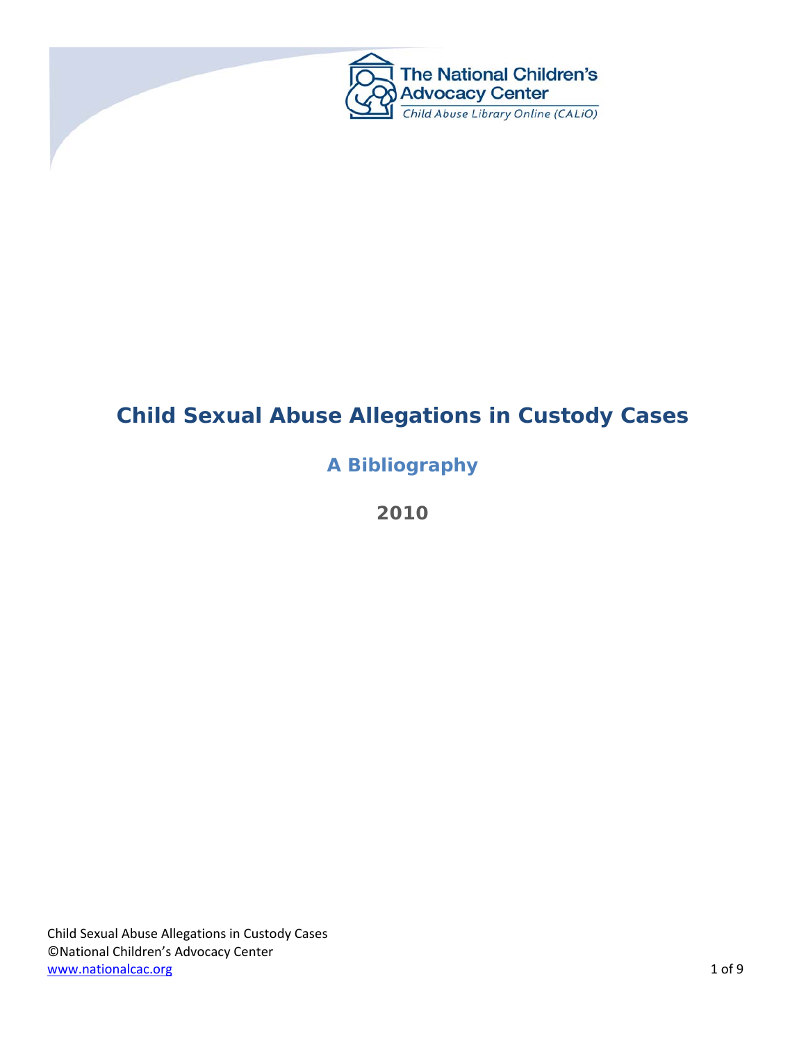The National Children's Advocacy Center

Child Abuse Library Online (CALiO)

# Child Sexual Abuse Allegations in Custody Cases

## A Bibliography

### 2010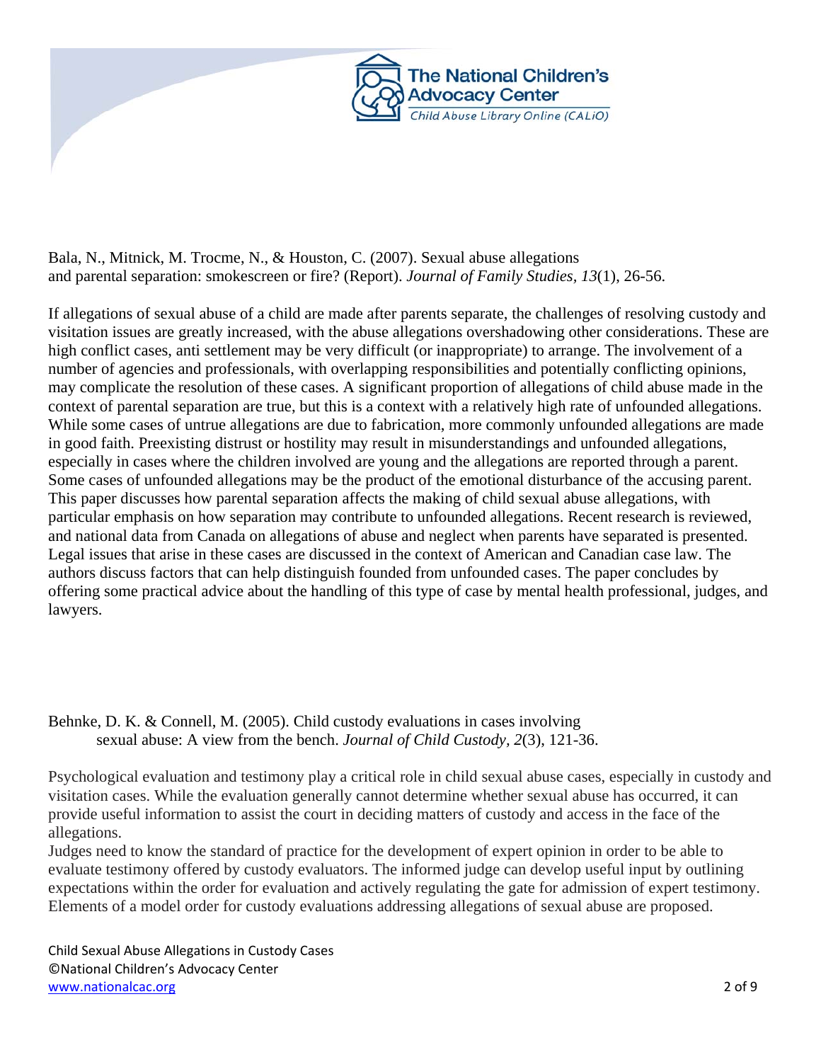Bala, N., Mitnick, M. Trocme, N., & Houston, C. (2007). Sexual abuse allegations and parental separation: smokescreen or fire? (Report). *Journal of Family Studies, 13*(1), 26-56.

If allegations of sexual abuse of a child are made after parents separate, the challenges of resolving custody and visitation issues are greatly increased, with the abuse allegations overshadowing other considerations. These are high conflict cases, anti settlement may be very difficult (or inappropriate) to arrange. The involvement of a number of agencies and professionals, with overlapping responsibilities and potentially conflicting opinions, may complicate the resolution of these cases. A significant proportion of allegations of child abuse made in the context of parental separation are true, but this is a context with a relatively high rate of unfounded allegations. While some cases of untrue allegations are due to fabrication, more commonly unfounded allegations are made in good faith. Preexisting distrust or hostility may result in misunderstandings and unfounded allegations, especially in cases where the children involved are young and the allegations are reported through a parent. Some cases of unfounded allegations may be the product of the emotional disturbance of the accusing parent. This paper discusses how parental separation affects the making of child sexual abuse allegations, with particular emphasis on how separation may contribute to unfounded allegations. Recent research is reviewed, and national data from Canada on allegations of abuse and neglect when parents have separated is presented. Legal issues that arise in these cases are discussed in the context of American and Canadian case law. The authors discuss factors that can help distinguish founded from unfounded cases. The paper concludes by offering some practical advice about the handling of this type of case by mental health professional, judges, and lawyers.

Behnke, D. K. & Connell, M. (2005). Child custody evaluations in cases involving sexual abuse: A view from the bench. *Journal of Child Custody, 2*(3), 121-36.

Psychological evaluation and testimony play a critical role in child sexual abuse cases, especially in custody and visitation cases. While the evaluation generally cannot determine whether sexual abuse has occurred, it can provide useful information to assist the court in deciding matters of custody and access in the face of the allegations.

Judges need to know the standard of practice for the development of expert opinion in order to be able to evaluate testimony offered by custody evaluators. The informed judge can develop useful input by outlining expectations within the order for evaluation and actively regulating the gate for admission of expert testimony. Elements of a model order for custody evaluations addressing allegations of sexual abuse are proposed.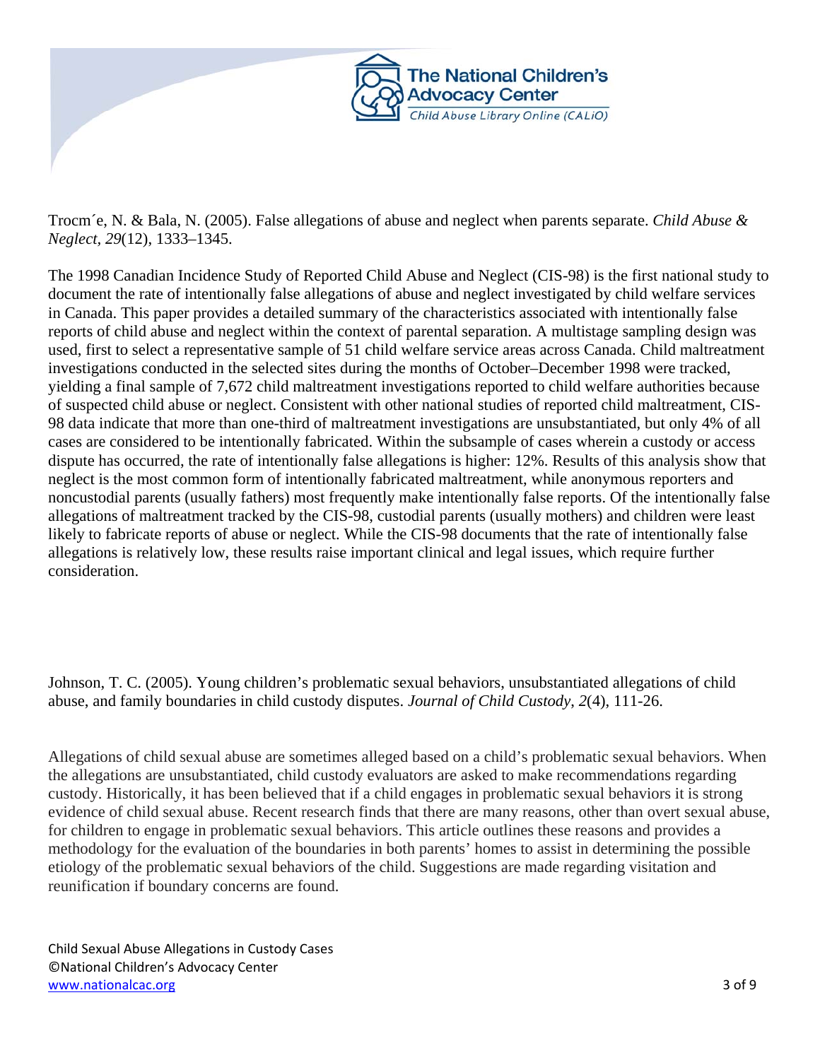Trocm´e, N. & Bala, N. (2005). False allegations of abuse and neglect when parents separate. *Child Abuse & Neglect, 29*(12), 1333–1345.

The 1998 Canadian Incidence Study of Reported Child Abuse and Neglect (CIS-98) is the first national study to document the rate of intentionally false allegations of abuse and neglect investigated by child welfare services in Canada. This paper provides a detailed summary of the characteristics associated with intentionally false reports of child abuse and neglect within the context of parental separation. A multistage sampling design was used, first to select a representative sample of 51 child welfare service areas across Canada. Child maltreatment investigations conducted in the selected sites during the months of October–December 1998 were tracked, yielding a final sample of 7,672 child maltreatment investigations reported to child welfare authorities because of suspected child abuse or neglect. Consistent with other national studies of reported child maltreatment, CIS-98 data indicate that more than one-third of maltreatment investigations are unsubstantiated, but only 4% of all cases are considered to be intentionally fabricated. Within the subsample of cases wherein a custody or access dispute has occurred, the rate of intentionally false allegations is higher: 12%. Results of this analysis show that neglect is the most common form of intentionally fabricated maltreatment, while anonymous reporters and noncustodial parents (usually fathers) most frequently make intentionally false reports. Of the intentionally false allegations of maltreatment tracked by the CIS-98, custodial parents (usually mothers) and children were least likely to fabricate reports of abuse or neglect. While the CIS-98 documents that the rate of intentionally false allegations is relatively low, these results raise important clinical and legal issues, which require further consideration.

Johnson, T. C. (2005). Young children's problematic sexual behaviors, unsubstantiated allegations of child abuse, and family boundaries in child custody disputes. *Journal of Child Custody, 2*(4), 111-26.

Allegations of child sexual abuse are sometimes alleged based on a child's problematic sexual behaviors. When the allegations are unsubstantiated, child custody evaluators are asked to make recommendations regarding custody. Historically, it has been believed that if a child engages in problematic sexual behaviors it is strong evidence of child sexual abuse. Recent research finds that there are many reasons, other than overt sexual abuse, for children to engage in problematic sexual behaviors. This article outlines these reasons and provides a methodology for the evaluation of the boundaries in both parents' homes to assist in determining the possible etiology of the problematic sexual behaviors of the child. Suggestions are made regarding visitation and reunification if boundary concerns are found.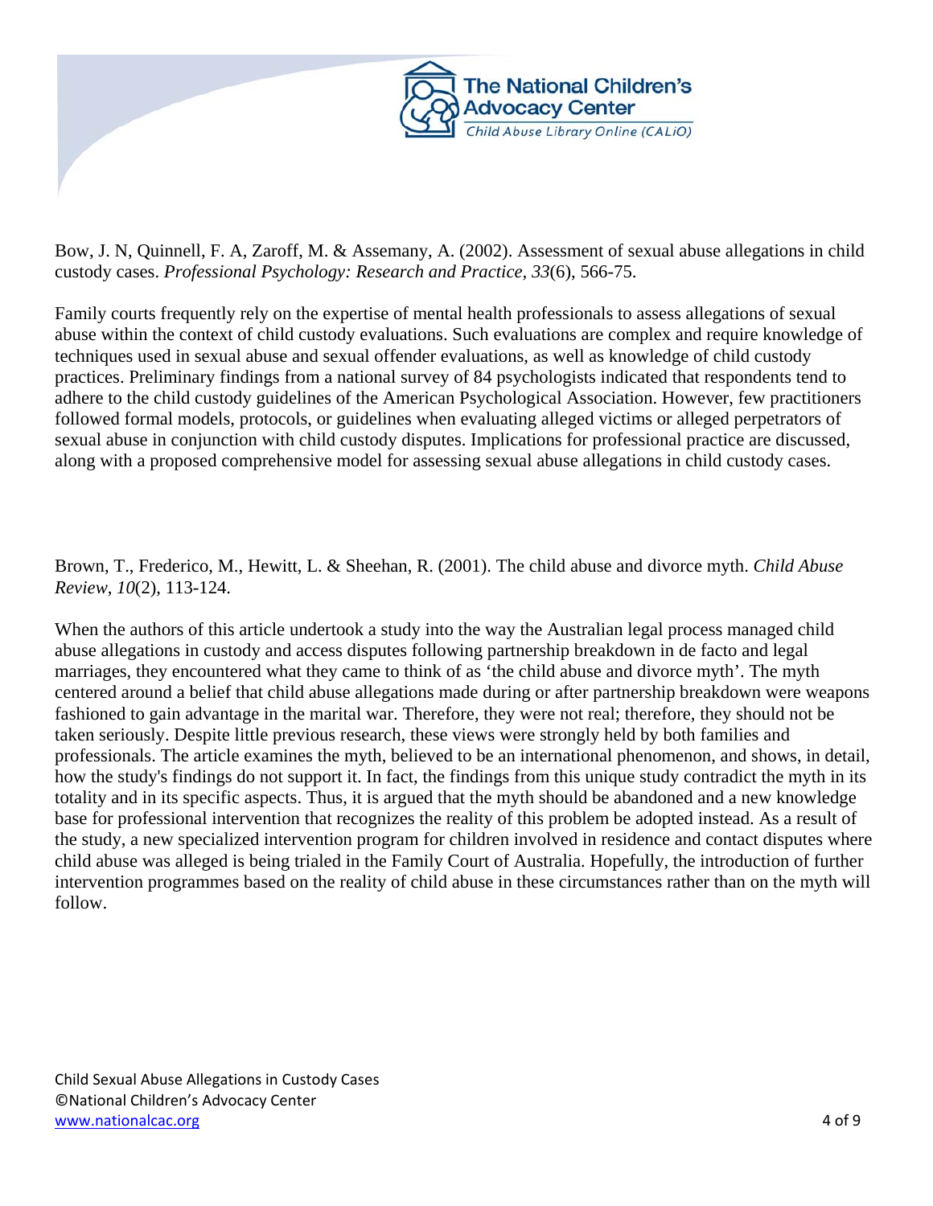Bow, J. N, Quinnell, F. A, Zaroff, M. & Assemany, A. (2002). Assessment of sexual abuse allegations in child custody cases. *Professional Psychology: Research and Practice*, *33*(6), 566-75.

Family courts frequently rely on the expertise of mental health professionals to assess allegations of sexual abuse within the context of child custody evaluations. Such evaluations are complex and require knowledge of techniques used in sexual abuse and sexual offender evaluations, as well as knowledge of child custody practices. Preliminary findings from a national survey of 84 psychologists indicated that respondents tend to adhere to the child custody guidelines of the American Psychological Association. However, few practitioners followed formal models, protocols, or guidelines when evaluating alleged victims or alleged perpetrators of sexual abuse in conjunction with child custody disputes. Implications for professional practice are discussed, along with a proposed comprehensive model for assessing sexual abuse allegations in child custody cases.

Brown, T., Frederico, M., Hewitt, L. & Sheehan, R. (2001). The child abuse and divorce myth. *Child Abuse Review*, *10*(2), 113-124.

When the authors of this article undertook a study into the way the Australian legal process managed child abuse allegations in custody and access disputes following partnership breakdown in de facto and legal marriages, they encountered what they came to think of as 'the child abuse and divorce myth'. The myth centered around a belief that child abuse allegations made during or after partnership breakdown were weapons fashioned to gain advantage in the marital war. Therefore, they were not real; therefore, they should not be taken seriously. Despite little previous research, these views were strongly held by both families and professionals. The article examines the myth, believed to be an international phenomenon, and shows, in detail, how the study's findings do not support it. In fact, the findings from this unique study contradict the myth in its totality and in its specific aspects. Thus, it is argued that the myth should be abandoned and a new knowledge base for professional intervention that recognizes the reality of this problem be adopted instead. As a result of the study, a new specialized intervention program for children involved in residence and contact disputes where child abuse was alleged is being trialed in the Family Court of Australia. Hopefully, the introduction of further intervention programmes based on the reality of child abuse in these circumstances rather than on the myth will follow.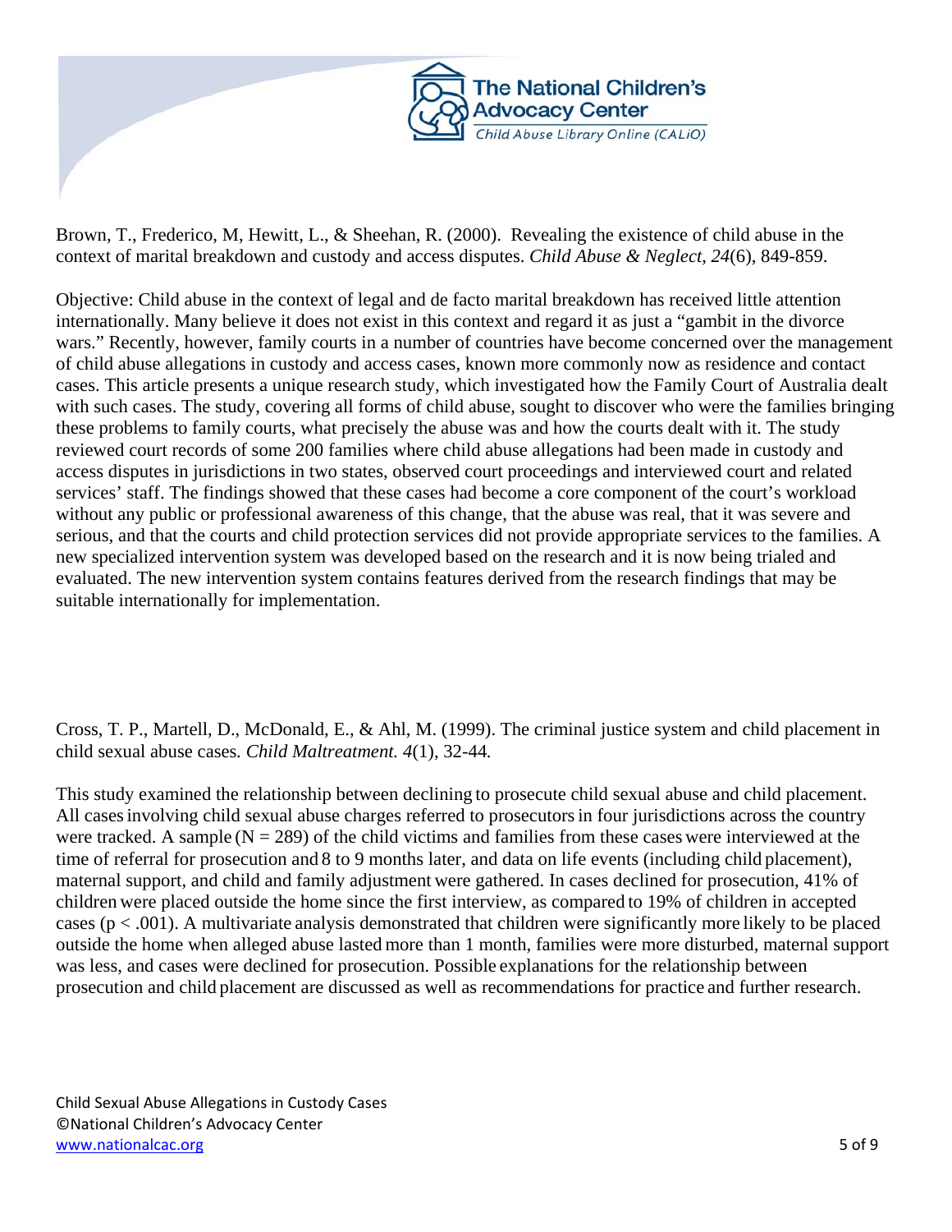Brown, T., Frederico, M, Hewitt, L., & Sheehan, R. (2000). Revealing the existence of child abuse in the context of marital breakdown and custody and access disputes. *Child Abuse & Neglect*, *24*(6), 849-859.

Objective: Child abuse in the context of legal and de facto marital breakdown has received little attention internationally. Many believe it does not exist in this context and regard it as just a "gambit in the divorce wars." Recently, however, family courts in a number of countries have become concerned over the management of child abuse allegations in custody and access cases, known more commonly now as residence and contact cases. This article presents a unique research study, which investigated how the Family Court of Australia dealt with such cases. The study, covering all forms of child abuse, sought to discover who were the families bringing these problems to family courts, what precisely the abuse was and how the courts dealt with it. The study reviewed court records of some 200 families where child abuse allegations had been made in custody and access disputes in jurisdictions in two states, observed court proceedings and interviewed court and related services' staff. The findings showed that these cases had become a core component of the court's workload without any public or professional awareness of this change, that the abuse was real, that it was severe and serious, and that the courts and child protection services did not provide appropriate services to the families. A new specialized intervention system was developed based on the research and it is now being trialed and evaluated. The new intervention system contains features derived from the research findings that may be suitable internationally for implementation.

Cross, T. P., Martell, D., McDonald, E., & Ahl, M. (1999). The criminal justice system and child placement in child sexual abuse cases. *Child Maltreatment. 4*(1), 32-44.

This study examined the relationship between declining to prosecute child sexual abuse and child placement. All cases involving child sexual abuse charges referred to prosecutors in four jurisdictions across the country were tracked. A sample ($N = 289$) of the child victims and families from these cases were interviewed at the time of referral for prosecution and 8 to 9 months later, and data on life events (including child placement), maternal support, and child and family adjustment were gathered. In cases declined for prosecution, 41% of children were placed outside the home since the first interview, as compared to 19% of children in accepted cases ($p < .001$). A multivariate analysis demonstrated that children were significantly more likely to be placed outside the home when alleged abuse lasted more than 1 month, families were more disturbed, maternal support was less, and cases were declined for prosecution. Possible explanations for the relationship between prosecution and child placement are discussed as well as recommendations for practice and further research.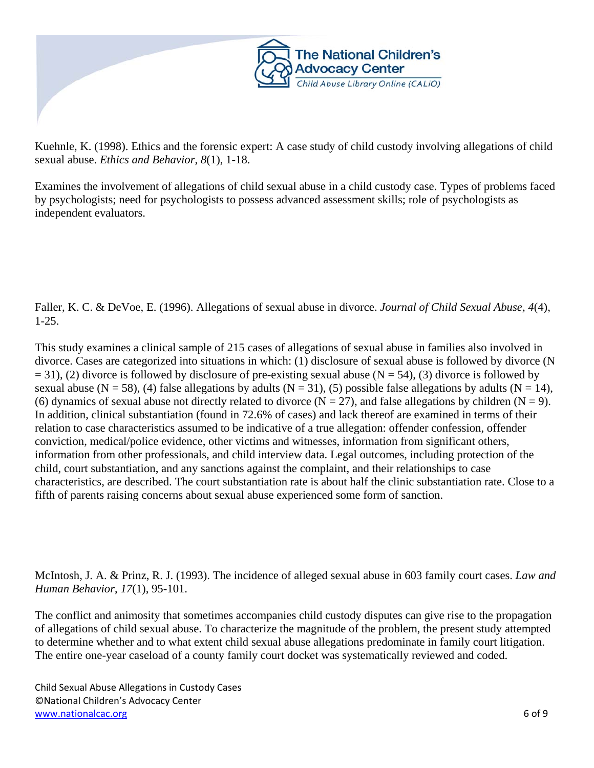Kuehnle, K. (1998). Ethics and the forensic expert: A case study of child custody involving allegations of child sexual abuse. *Ethics and Behavior*, *8*(1), 1-18.

Examines the involvement of allegations of child sexual abuse in a child custody case. Types of problems faced by psychologists; need for psychologists to possess advanced assessment skills; role of psychologists as independent evaluators.

Faller, K. C. & DeVoe, E. (1996). Allegations of sexual abuse in divorce. *Journal of Child Sexual Abuse*, *4*(4), 1-25.

This study examines a clinical sample of 215 cases of allegations of sexual abuse in families also involved in divorce. Cases are categorized into situations in which: (1) disclosure of sexual abuse is followed by divorce (N = 31), (2) divorce is followed by disclosure of pre-existing sexual abuse (N = 54), (3) divorce is followed by sexual abuse (N = 58), (4) false allegations by adults (N = 31), (5) possible false allegations by adults (N = 14), (6) dynamics of sexual abuse not directly related to divorce (N = 27), and false allegations by children (N = 9). In addition, clinical substantiation (found in 72.6% of cases) and lack thereof are examined in terms of their relation to case characteristics assumed to be indicative of a true allegation: offender confession, offender conviction, medical/police evidence, other victims and witnesses, information from significant others, information from other professionals, and child interview data. Legal outcomes, including protection of the child, court substantiation, and any sanctions against the complaint, and their relationships to case characteristics, are described. The court substantiation rate is about half the clinic substantiation rate. Close to a fifth of parents raising concerns about sexual abuse experienced some form of sanction.

McIntosh, J. A. & Prinz, R. J. (1993). The incidence of alleged sexual abuse in 603 family court cases. *Law and Human Behavior*, *17*(1), 95-101.

The conflict and animosity that sometimes accompanies child custody disputes can give rise to the propagation of allegations of child sexual abuse. To characterize the magnitude of the problem, the present study attempted to determine whether and to what extent child sexual abuse allegations predominate in family court litigation. The entire one-year caseload of a county family court docket was systematically reviewed and coded.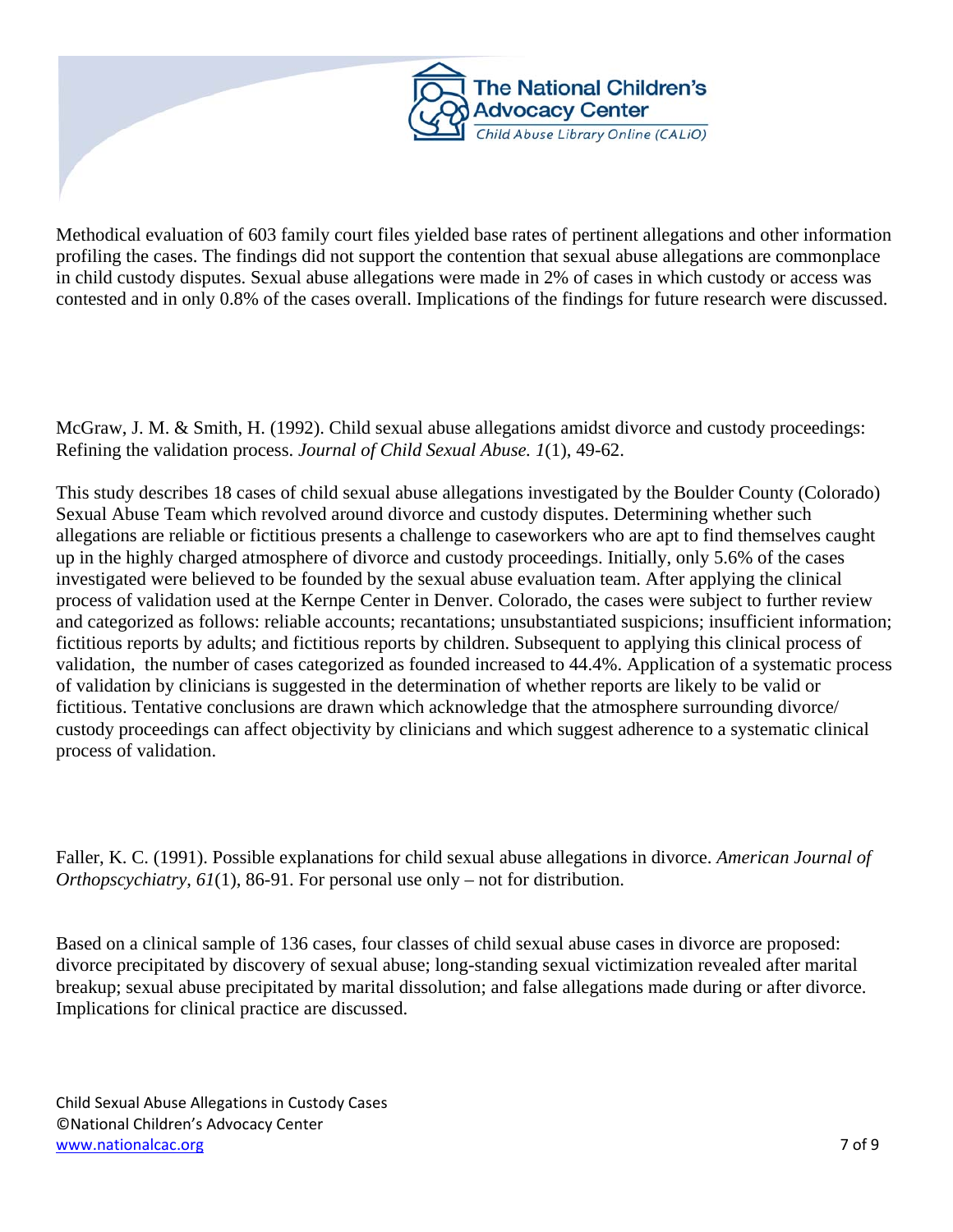Methodical evaluation of 603 family court files yielded base rates of pertinent allegations and other information profiling the cases. The findings did not support the contention that sexual abuse allegations are commonplace in child custody disputes. Sexual abuse allegations were made in 2% of cases in which custody or access was contested and in only 0.8% of the cases overall. Implications of the findings for future research were discussed.

McGraw, J. M. & Smith, H. (1992). Child sexual abuse allegations amidst divorce and custody proceedings: Refining the validation process. *Journal of Child Sexual Abuse. 1*(1), 49-62.

This study describes 18 cases of child sexual abuse allegations investigated by the Boulder County (Colorado) Sexual Abuse Team which revolved around divorce and custody disputes. Determining whether such allegations are reliable or fictitious presents a challenge to caseworkers who are apt to find themselves caught up in the highly charged atmosphere of divorce and custody proceedings. Initially, only 5.6% of the cases investigated were believed to be founded by the sexual abuse evaluation team. After applying the clinical process of validation used at the Kernpe Center in Denver. Colorado, the cases were subject to further review and categorized as follows: reliable accounts; recantations; unsubstantiated suspicions; insufficient information; fictitious reports by adults; and fictitious reports by children. Subsequent to applying this clinical process of validation, the number of cases categorized as founded increased to 44.4%. Application of a systematic process of validation by clinicians is suggested in the determination of whether reports are likely to be valid or fictitious. Tentative conclusions are drawn which acknowledge that the atmosphere surrounding divorce/ custody proceedings can affect objectivity by clinicians and which suggest adherence to a systematic clinical process of validation.

Faller, K. C. (1991). Possible explanations for child sexual abuse allegations in divorce. *American Journal of Orthopscychiatry*, *61*(1), 86-91. For personal use only – not for distribution.

Based on a clinical sample of 136 cases, four classes of child sexual abuse cases in divorce are proposed: divorce precipitated by discovery of sexual abuse; long-standing sexual victimization revealed after marital breakup; sexual abuse precipitated by marital dissolution; and false allegations made during or after divorce. Implications for clinical practice are discussed.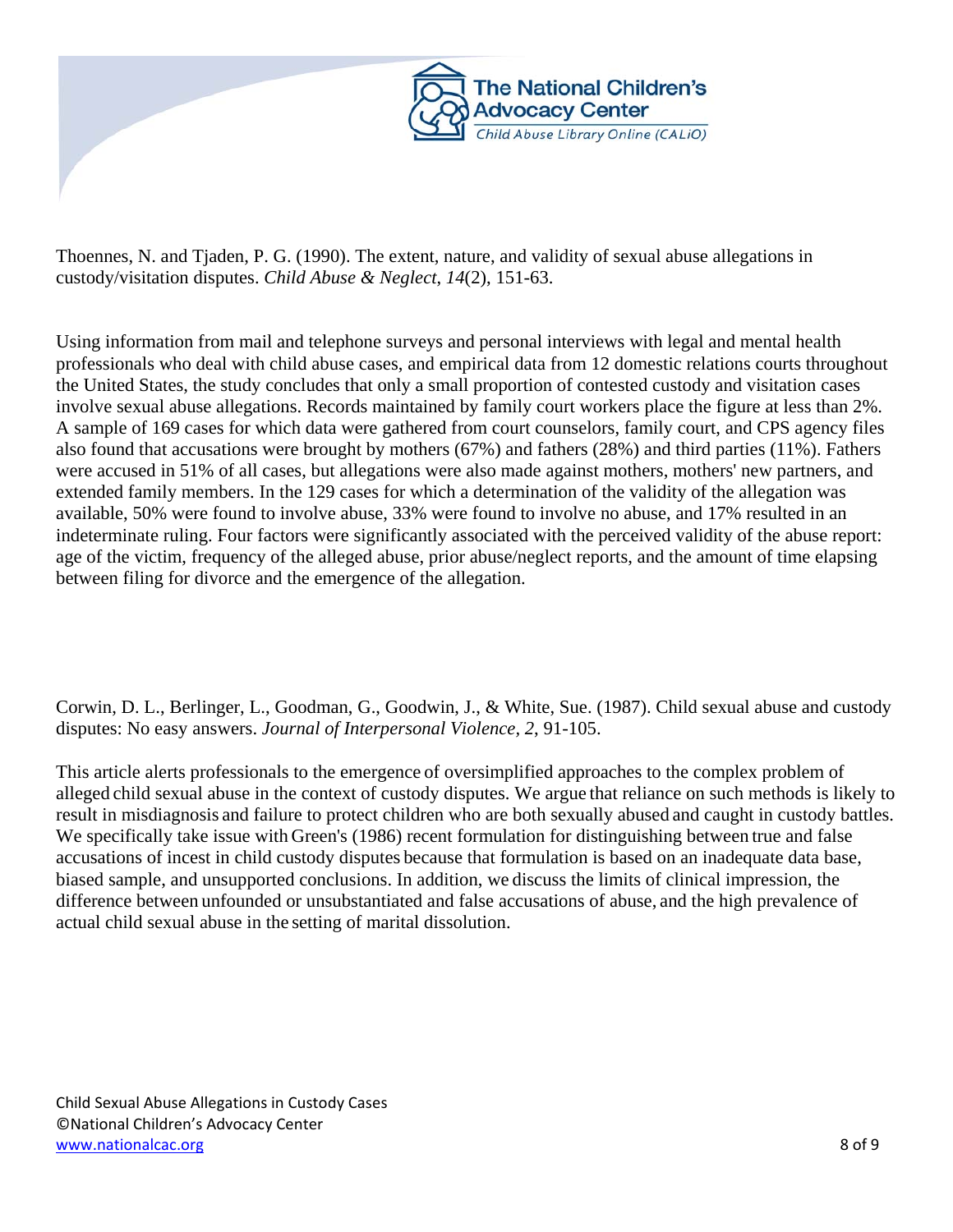Thoennes, N. and Tjaden, P. G. (1990). The extent, nature, and validity of sexual abuse allegations in custody/visitation disputes. *Child Abuse & Neglect*, *14*(2), 151-63.

Using information from mail and telephone surveys and personal interviews with legal and mental health professionals who deal with child abuse cases, and empirical data from 12 domestic relations courts throughout the United States, the study concludes that only a small proportion of contested custody and visitation cases involve sexual abuse allegations. Records maintained by family court workers place the figure at less than 2%. A sample of 169 cases for which data were gathered from court counselors, family court, and CPS agency files also found that accusations were brought by mothers (67%) and fathers (28%) and third parties (11%). Fathers were accused in 51% of all cases, but allegations were also made against mothers, mothers' new partners, and extended family members. In the 129 cases for which a determination of the validity of the allegation was available, 50% were found to involve abuse, 33% were found to involve no abuse, and 17% resulted in an indeterminate ruling. Four factors were significantly associated with the perceived validity of the abuse report: age of the victim, frequency of the alleged abuse, prior abuse/neglect reports, and the amount of time elapsing between filing for divorce and the emergence of the allegation.

Corwin, D. L., Berlinger, L., Goodman, G., Goodwin, J., & White, Sue. (1987). Child sexual abuse and custody disputes: No easy answers. *Journal of Interpersonal Violence, 2*, 91-105.

This article alerts professionals to the emergence of oversimplified approaches to the complex problem of alleged child sexual abuse in the context of custody disputes. We argue that reliance on such methods is likely to result in misdiagnosis and failure to protect children who are both sexually abused and caught in custody battles. We specifically take issue with Green's (1986) recent formulation for distinguishing between true and false accusations of incest in child custody disputes because that formulation is based on an inadequate data base, biased sample, and unsupported conclusions. In addition, we discuss the limits of clinical impression, the difference between unfounded or unsubstantiated and false accusations of abuse, and the high prevalence of actual child sexual abuse in the setting of marital dissolution.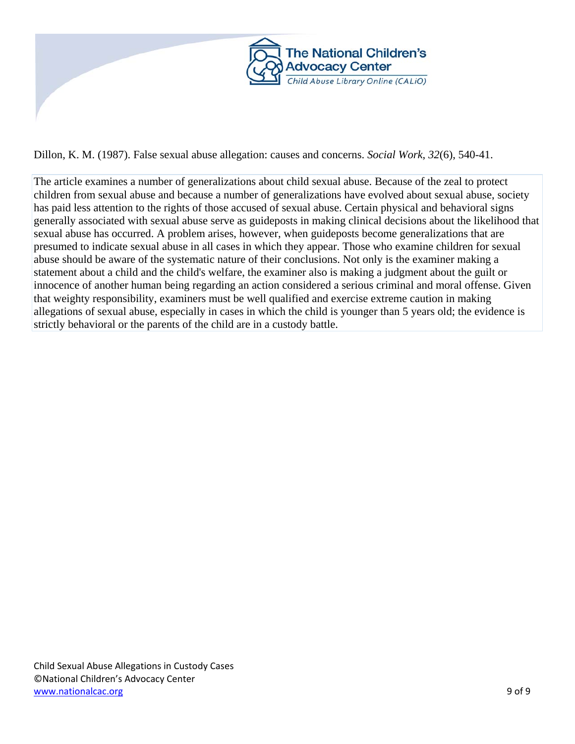Dillon, K. M. (1987). False sexual abuse allegation: causes and concerns. *Social Work*, *32*(6), 540-41.

The article examines a number of generalizations about child sexual abuse. Because of the zeal to protect children from sexual abuse and because a number of generalizations have evolved about sexual abuse, society has paid less attention to the rights of those accused of sexual abuse. Certain physical and behavioral signs generally associated with sexual abuse serve as guideposts in making clinical decisions about the likelihood that sexual abuse has occurred. A problem arises, however, when guideposts become generalizations that are presumed to indicate sexual abuse in all cases in which they appear. Those who examine children for sexual abuse should be aware of the systematic nature of their conclusions. Not only is the examiner making a statement about a child and the child's welfare, the examiner also is making a judgment about the guilt or innocence of another human being regarding an action considered a serious criminal and moral offense. Given that weighty responsibility, examiners must be well qualified and exercise extreme caution in making allegations of sexual abuse, especially in cases in which the child is younger than 5 years old; the evidence is strictly behavioral or the parents of the child are in a custody battle.